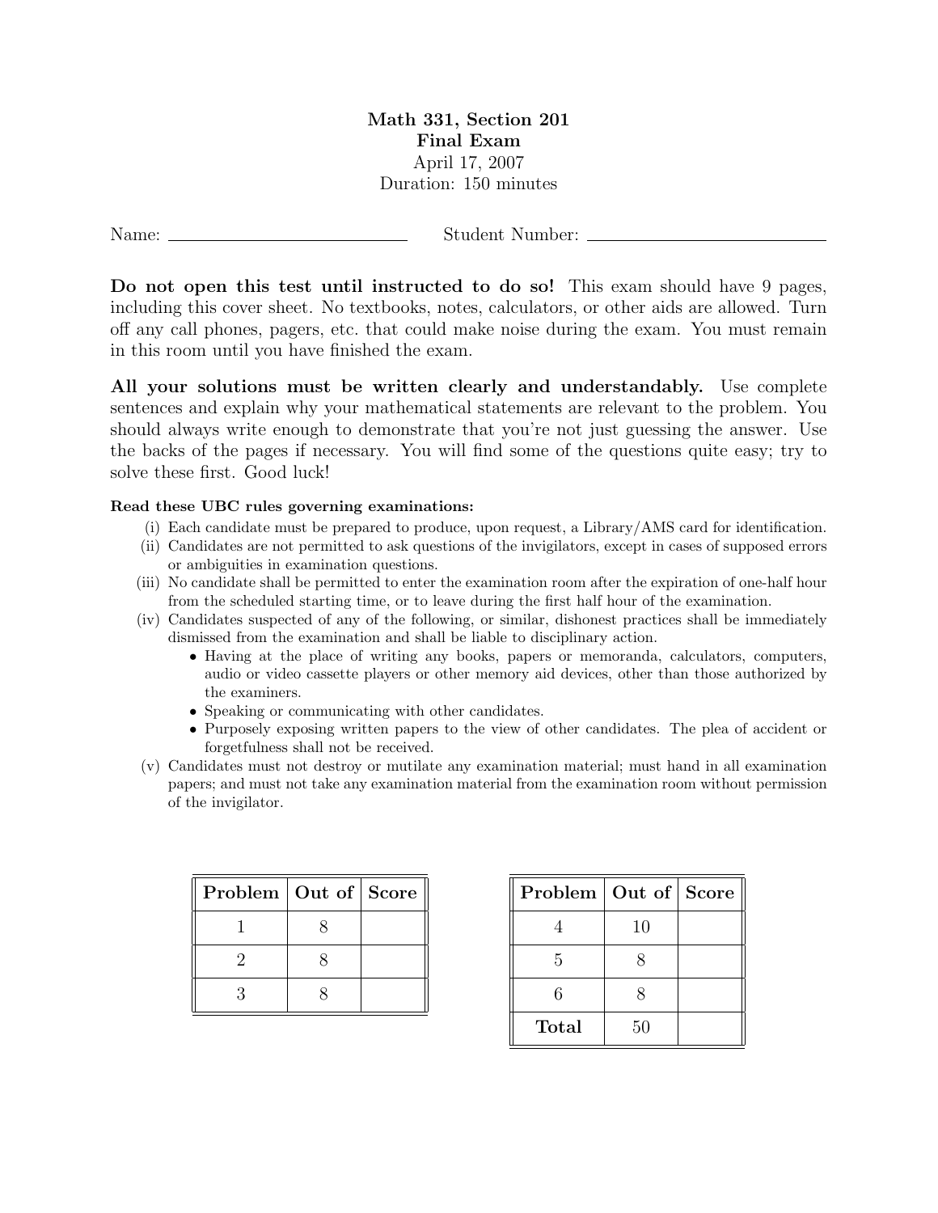**Math 331, Section 201**
**Final Exam**
April 17, 2007
Duration: 150 minutes

Name: ______________________ Student Number: ______________________

**Do not open this test until instructed to do so!** This exam should have 9 pages, including this cover sheet. No textbooks, notes, calculators, or other aids are allowed. Turn off any call phones, pagers, etc. that could make noise during the exam. You must remain in this room until you have finished the exam.

**All your solutions must be written clearly and understandably.** Use complete sentences and explain why your mathematical statements are relevant to the problem. You should always write enough to demonstrate that you're not just guessing the answer. Use the backs of the pages if necessary. You will find some of the questions quite easy; try to solve these first. Good luck!

**Read these UBC rules governing examinations:**

(i) Each candidate must be prepared to produce, upon request, a Library/AMS card for identification.

(ii) Candidates are not permitted to ask questions of the invigilators, except in cases of supposed errors or ambiguities in examination questions.

(iii) No candidate shall be permitted to enter the examination room after the expiration of one-half hour from the scheduled starting time, or to leave during the first half hour of the examination.

(iv) Candidates suspected of any of the following, or similar, dishonest practices shall be immediately dismissed from the examination and shall be liable to disciplinary action.

- Having at the place of writing any books, papers or memoranda, calculators, computers, audio or video cassette players or other memory aid devices, other than those authorized by the examiners.
- Speaking or communicating with other candidates.
- Purposely exposing written papers to the view of other candidates. The plea of accident or forgetfulness shall not be received.

(v) Candidates must not destroy or mutilate any examination material; must hand in all examination papers; and must not take any examination material from the examination room without permission of the invigilator.

| Problem | Out of | Score |
|---|---|---|
| 1 | 8 | |
| 2 | 8 | |
| 3 | 8 | |

| Problem | Out of | Score |
|---|---|---|
| 4 | 10 | |
| 5 | 8 | |
| 6 | 8 | |
| **Total** | 50 | |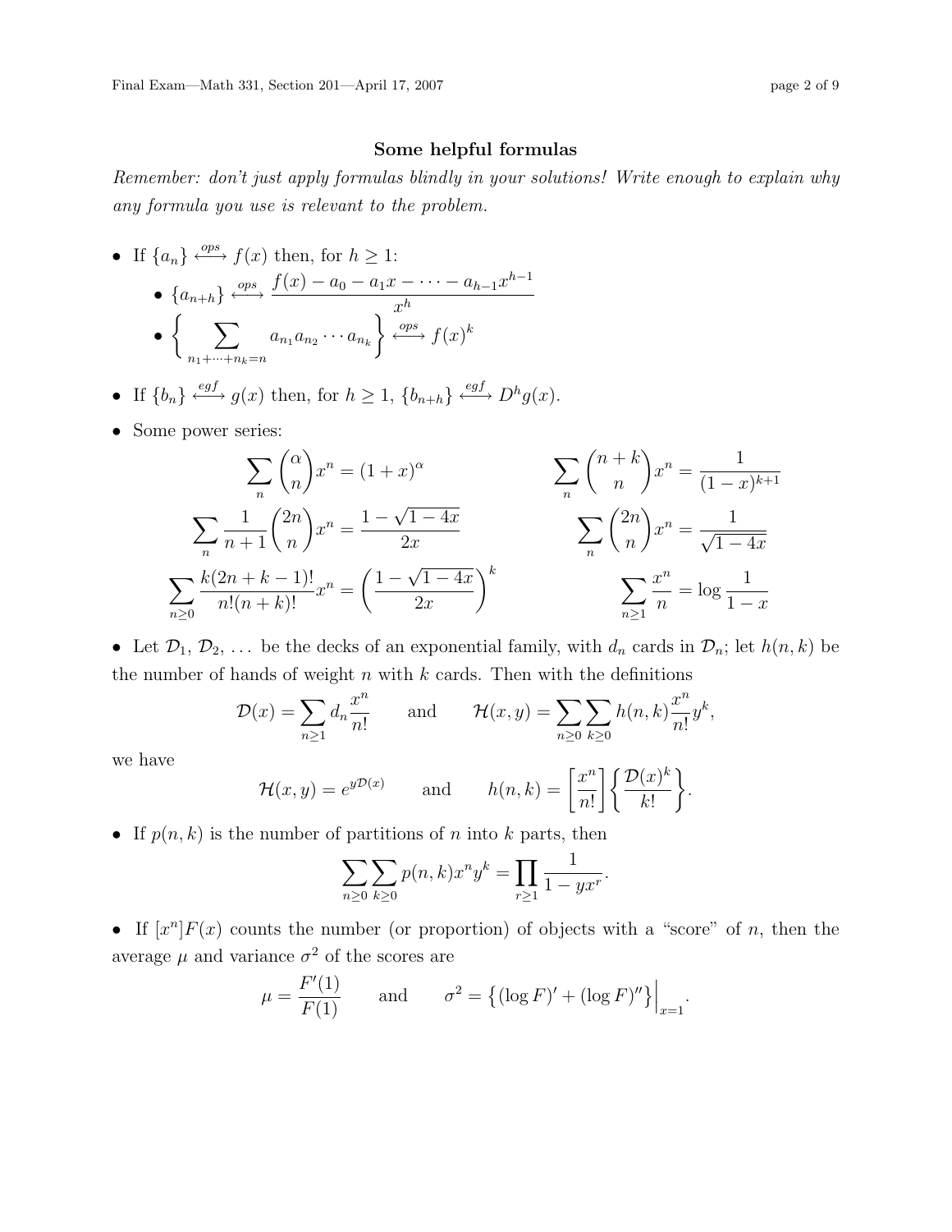## Some helpful formulas

*Remember: don't just apply formulas blindly in your solutions! Write enough to explain why any formula you use is relevant to the problem.*

- If $\{a_n\} \overset{ops}{\longleftrightarrow} f(x)$ then, for $h \geq 1$:
  - $\{a_{n+h}\} \overset{ops}{\longleftrightarrow} \dfrac{f(x) - a_0 - a_1 x - \cdots - a_{h-1}x^{h-1}}{x^h}$
  - $\left\{ \displaystyle\sum_{n_1+\cdots+n_k=n} a_{n_1} a_{n_2} \cdots a_{n_k} \right\} \overset{ops}{\longleftrightarrow} f(x)^k$
- If $\{b_n\} \overset{egf}{\longleftrightarrow} g(x)$ then, for $h \geq 1$, $\{b_{n+h}\} \overset{egf}{\longleftrightarrow} D^h g(x)$.
- Some power series:

$$\sum_n \binom{\alpha}{n} x^n = (1+x)^\alpha \qquad\qquad \sum_n \binom{n+k}{n} x^n = \frac{1}{(1-x)^{k+1}}$$

$$\sum_n \frac{1}{n+1}\binom{2n}{n} x^n = \frac{1-\sqrt{1-4x}}{2x} \qquad\qquad \sum_n \binom{2n}{n} x^n = \frac{1}{\sqrt{1-4x}}$$

$$\sum_{n\geq 0} \frac{k(2n+k-1)!}{n!(n+k)!} x^n = \left(\frac{1-\sqrt{1-4x}}{2x}\right)^k \qquad\qquad \sum_{n\geq 1} \frac{x^n}{n} = \log\frac{1}{1-x}$$

- Let $\mathcal{D}_1, \mathcal{D}_2, \ldots$ be the decks of an exponential family, with $d_n$ cards in $\mathcal{D}_n$; let $h(n,k)$ be the number of hands of weight $n$ with $k$ cards. Then with the definitions

$$\mathcal{D}(x) = \sum_{n\geq 1} d_n \frac{x^n}{n!} \qquad \text{and} \qquad \mathcal{H}(x,y) = \sum_{n\geq 0}\sum_{k\geq 0} h(n,k)\frac{x^n}{n!}y^k,$$

we have

$$\mathcal{H}(x,y) = e^{y\mathcal{D}(x)} \qquad \text{and} \qquad h(n,k) = \left[\frac{x^n}{n!}\right]\left\{\frac{\mathcal{D}(x)^k}{k!}\right\}.$$

- If $p(n,k)$ is the number of partitions of $n$ into $k$ parts, then

$$\sum_{n\geq 0}\sum_{k\geq 0} p(n,k)x^n y^k = \prod_{r\geq 1}\frac{1}{1-yx^r}.$$

- If $[x^n]F(x)$ counts the number (or proportion) of objects with a "score" of $n$, then the average $\mu$ and variance $\sigma^2$ of the scores are

$$\mu = \frac{F'(1)}{F(1)} \qquad \text{and} \qquad \sigma^2 = \left\{(\log F)' + (\log F)''\right\}\Big|_{x=1}.$$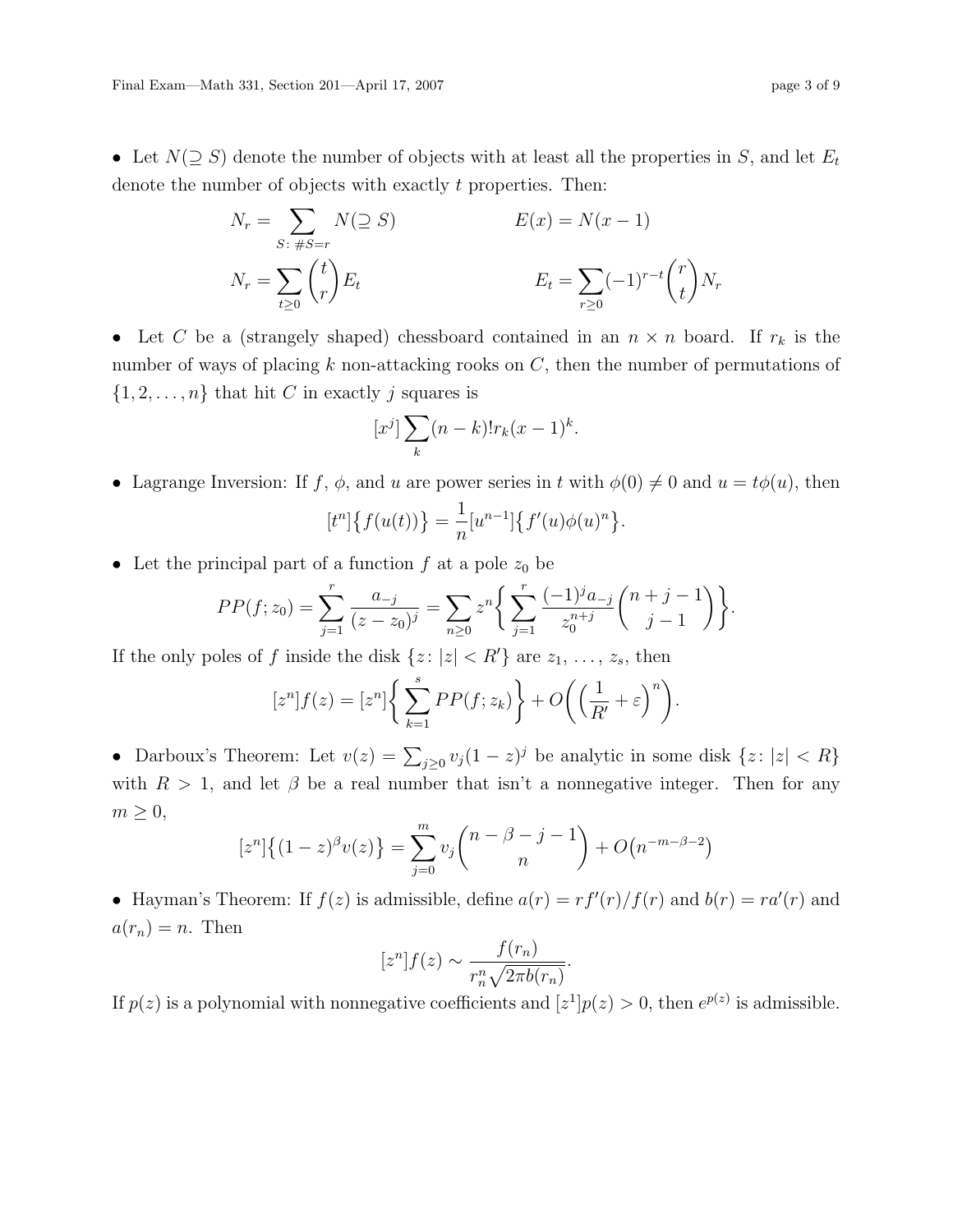- Let $N(\supseteq S)$ denote the number of objects with at least all the properties in $S$, and let $E_t$ denote the number of objects with exactly $t$ properties. Then:

$$N_r = \sum_{S:\, \#S=r} N(\supseteq S) \qquad\qquad E(x) = N(x-1)$$

$$N_r = \sum_{t\geq 0} \binom{t}{r} E_t \qquad\qquad E_t = \sum_{r\geq 0} (-1)^{r-t} \binom{r}{t} N_r$$

- Let $C$ be a (strangely shaped) chessboard contained in an $n \times n$ board. If $r_k$ is the number of ways of placing $k$ non-attacking rooks on $C$, then the number of permutations of $\{1, 2, \ldots, n\}$ that hit $C$ in exactly $j$ squares is

$$[x^j] \sum_k (n-k)! r_k (x-1)^k.$$

- Lagrange Inversion: If $f$, $\phi$, and $u$ are power series in $t$ with $\phi(0) \neq 0$ and $u = t\phi(u)$, then

$$[t^n]\big\{f(u(t))\big\} = \frac{1}{n}[u^{n-1}]\big\{f'(u)\phi(u)^n\big\}.$$

- Let the principal part of a function $f$ at a pole $z_0$ be

$$PP(f; z_0) = \sum_{j=1}^{r} \frac{a_{-j}}{(z-z_0)^j} = \sum_{n\geq 0} z^n \bigg\{ \sum_{j=1}^{r} \frac{(-1)^j a_{-j}}{z_0^{n+j}} \binom{n+j-1}{j-1} \bigg\}.$$

If the only poles of $f$ inside the disk $\{z \colon |z| < R'\}$ are $z_1, \ldots, z_s$, then

$$[z^n] f(z) = [z^n] \bigg\{ \sum_{k=1}^{s} PP(f; z_k) \bigg\} + O\bigg( \Big(\frac{1}{R'} + \varepsilon\Big)^n \bigg).$$

- Darboux's Theorem: Let $v(z) = \sum_{j\geq 0} v_j (1-z)^j$ be analytic in some disk $\{z \colon |z| < R\}$ with $R > 1$, and let $\beta$ be a real number that isn't a nonnegative integer. Then for any $m \geq 0$,

$$[z^n]\big\{(1-z)^\beta v(z)\big\} = \sum_{j=0}^{m} v_j \binom{n-\beta-j-1}{n} + O\big(n^{-m-\beta-2}\big)$$

- Hayman's Theorem: If $f(z)$ is admissible, define $a(r) = rf'(r)/f(r)$ and $b(r) = ra'(r)$ and $a(r_n) = n$. Then

$$[z^n] f(z) \sim \frac{f(r_n)}{r_n^n \sqrt{2\pi b(r_n)}}.$$

If $p(z)$ is a polynomial with nonnegative coefficients and $[z^1]p(z) > 0$, then $e^{p(z)}$ is admissible.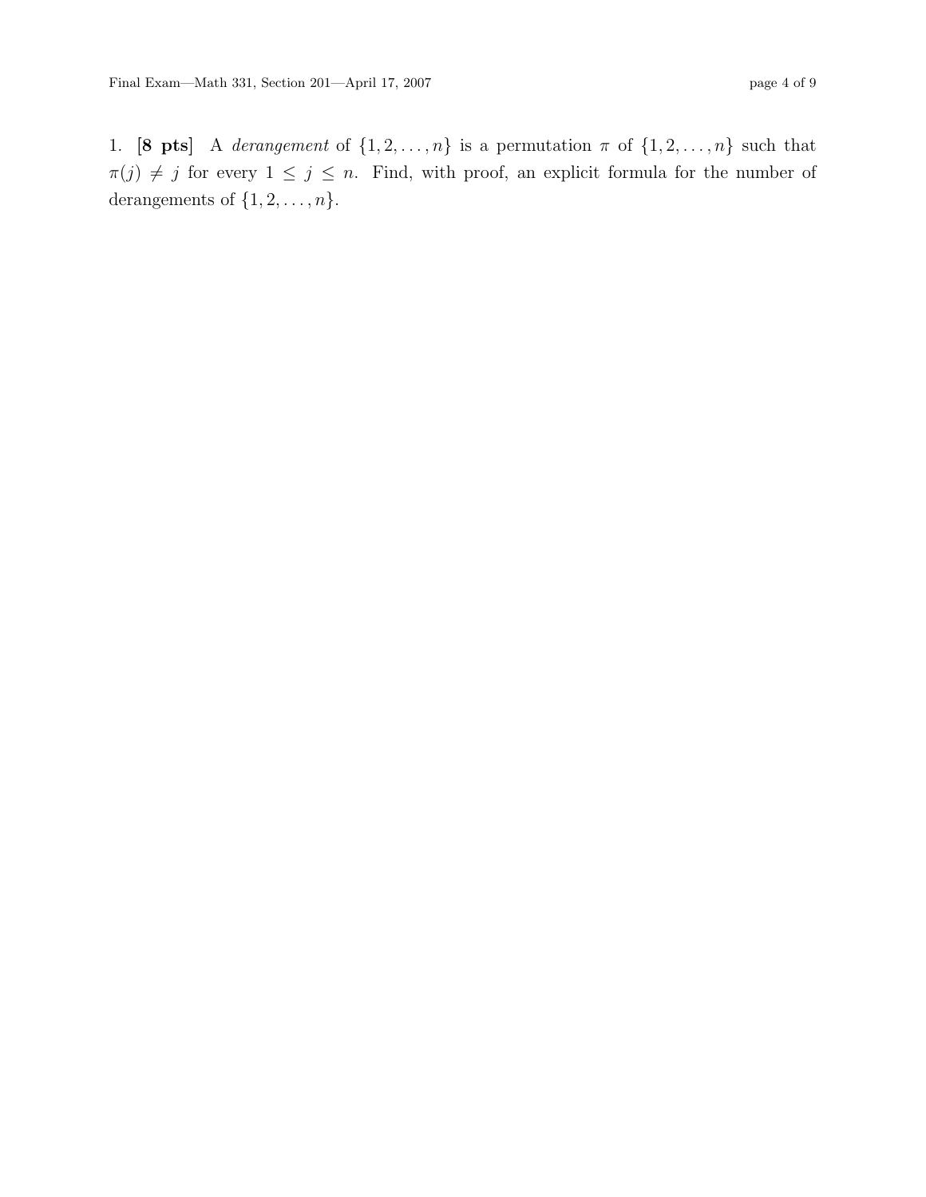1. **[8 pts]** A *derangement* of $\{1, 2, \ldots, n\}$ is a permutation $\pi$ of $\{1, 2, \ldots, n\}$ such that $\pi(j) \neq j$ for every $1 \leq j \leq n$. Find, with proof, an explicit formula for the number of derangements of $\{1, 2, \ldots, n\}$.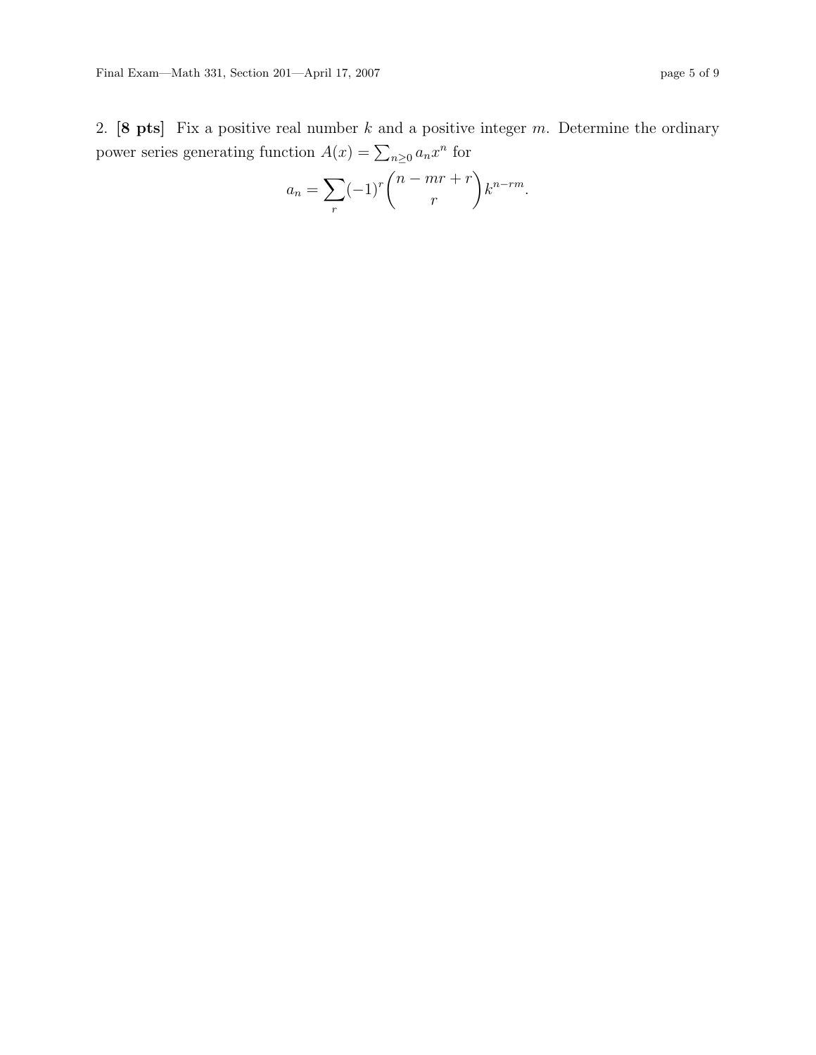2. **[8 pts]** Fix a positive real number $k$ and a positive integer $m$. Determine the ordinary power series generating function $A(x) = \sum_{n \geq 0} a_n x^n$ for

$$a_n = \sum_r (-1)^r \binom{n - mr + r}{r} k^{n-rm}.$$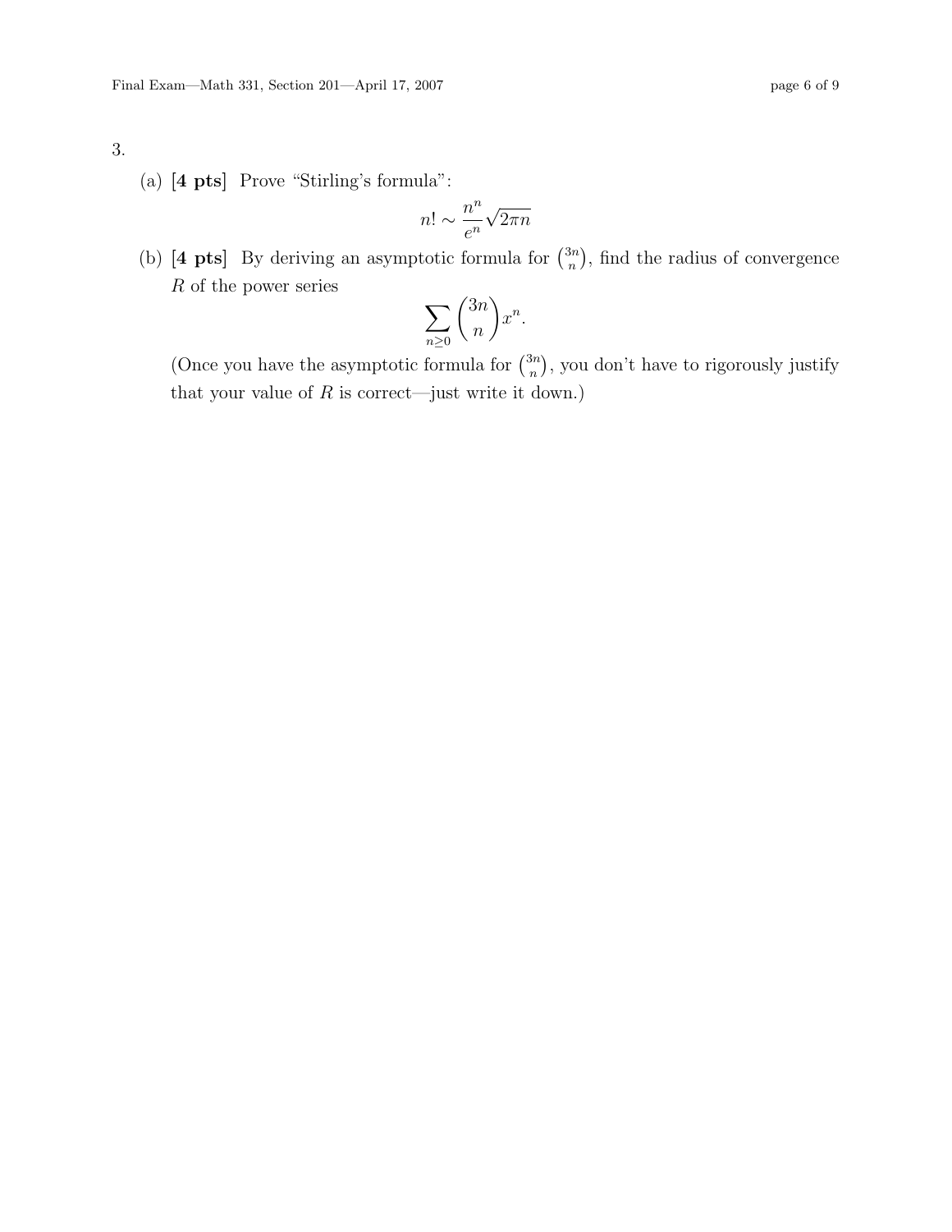3.

(a) **[4 pts]** Prove "Stirling's formula":

$$n! \sim \frac{n^n}{e^n}\sqrt{2\pi n}$$

(b) **[4 pts]** By deriving an asymptotic formula for $\binom{3n}{n}$, find the radius of convergence $R$ of the power series

$$\sum_{n\geq 0} \binom{3n}{n} x^n.$$

(Once you have the asymptotic formula for $\binom{3n}{n}$, you don't have to rigorously justify that your value of $R$ is correct—just write it down.)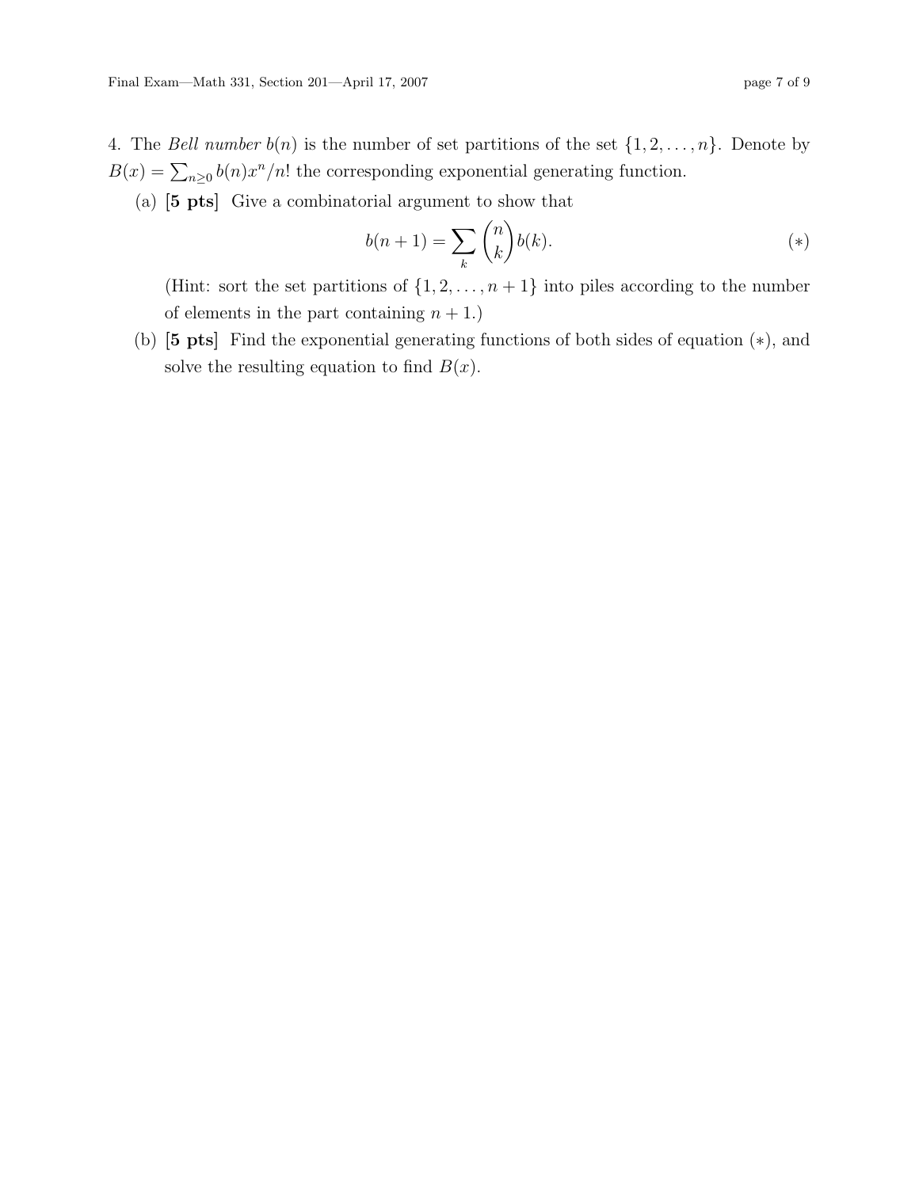4. The *Bell number* $b(n)$ is the number of set partitions of the set $\{1, 2, \ldots, n\}$. Denote by $B(x) = \sum_{n \geq 0} b(n)x^n/n!$ the corresponding exponential generating function.

(a) **[5 pts]** Give a combinatorial argument to show that

$$b(n+1) = \sum_k \binom{n}{k} b(k). \qquad (*)$$

(Hint: sort the set partitions of $\{1, 2, \ldots, n+1\}$ into piles according to the number of elements in the part containing $n+1$.)

(b) **[5 pts]** Find the exponential generating functions of both sides of equation $(*)$, and solve the resulting equation to find $B(x)$.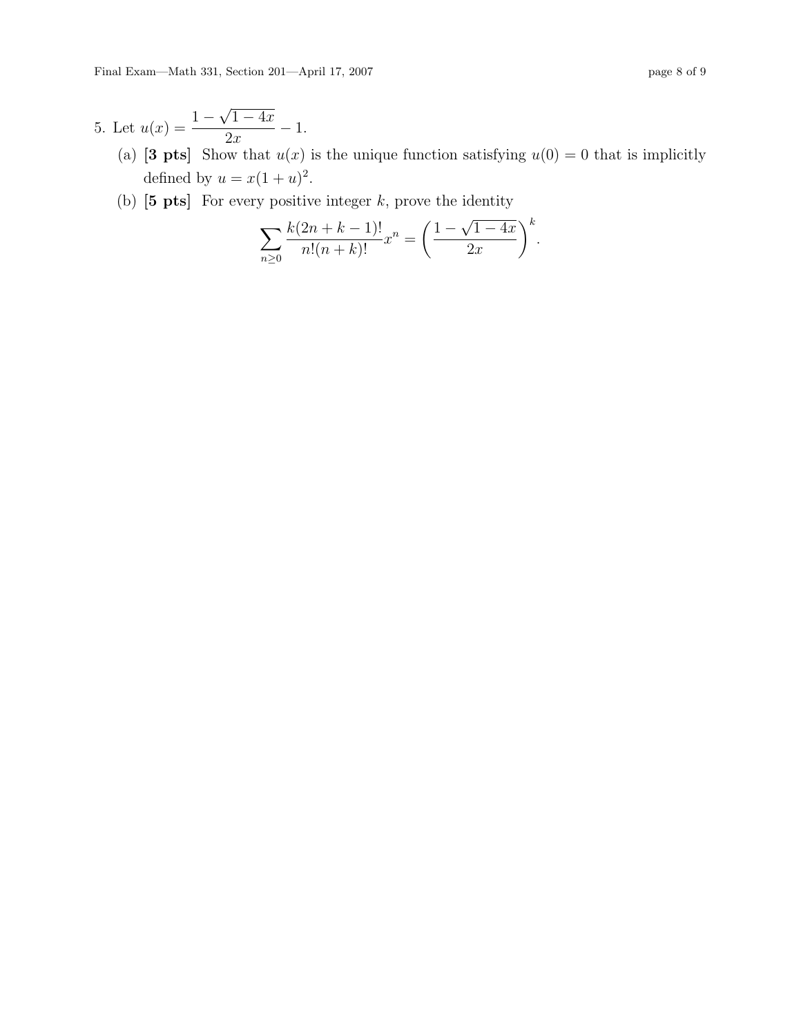5. Let $u(x) = \dfrac{1 - \sqrt{1-4x}}{2x} - 1$.

   (a) **[3 pts]** Show that $u(x)$ is the unique function satisfying $u(0) = 0$ that is implicitly defined by $u = x(1+u)^2$.

   (b) **[5 pts]** For every positive integer $k$, prove the identity

$$\sum_{n \geq 0} \frac{k(2n+k-1)!}{n!(n+k)!} x^n = \left( \frac{1 - \sqrt{1-4x}}{2x} \right)^k.$$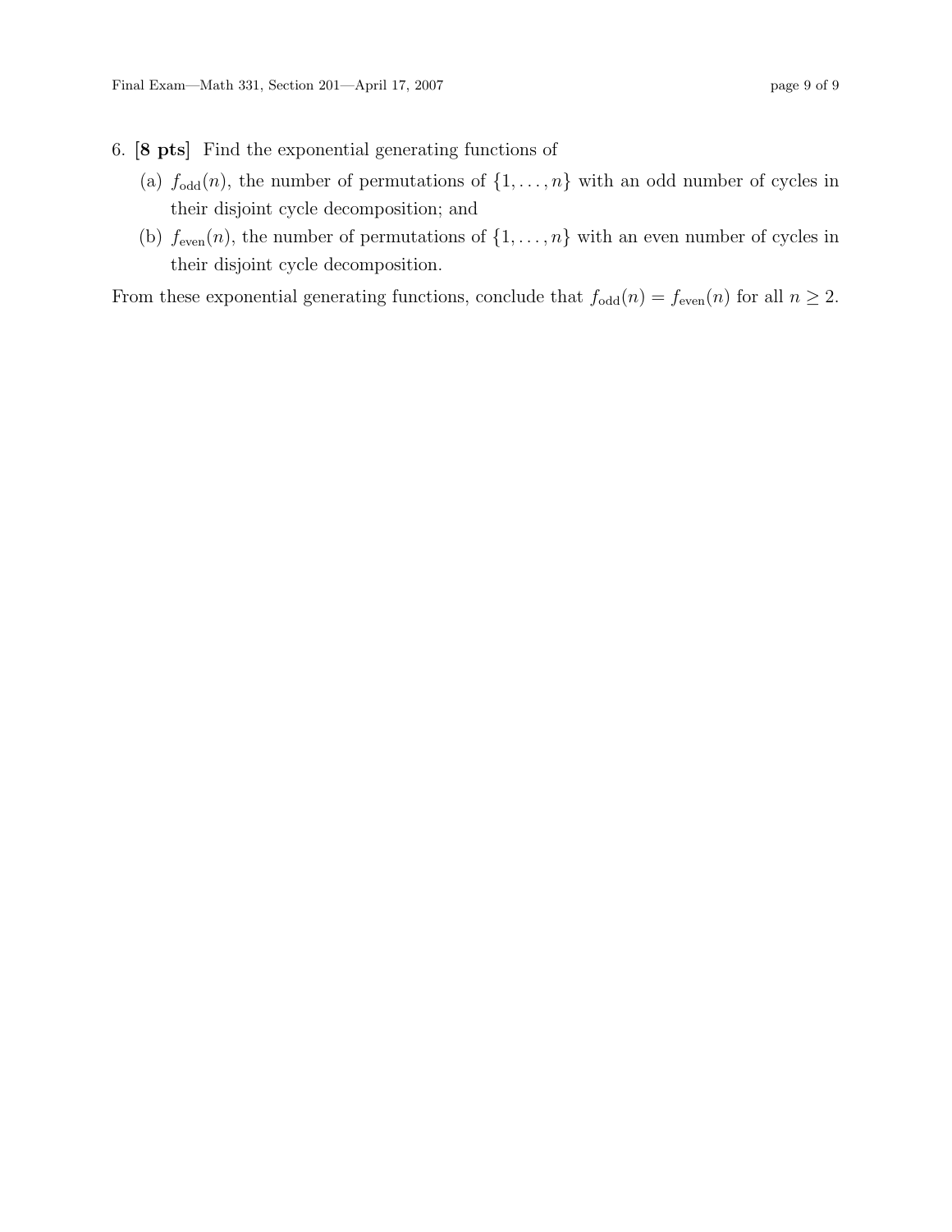6. **[8 pts]** Find the exponential generating functions of

   (a) $f_{\text{odd}}(n)$, the number of permutations of $\{1, \ldots, n\}$ with an odd number of cycles in their disjoint cycle decomposition; and

   (b) $f_{\text{even}}(n)$, the number of permutations of $\{1, \ldots, n\}$ with an even number of cycles in their disjoint cycle decomposition.

From these exponential generating functions, conclude that $f_{\text{odd}}(n) = f_{\text{even}}(n)$ for all $n \geq 2$.